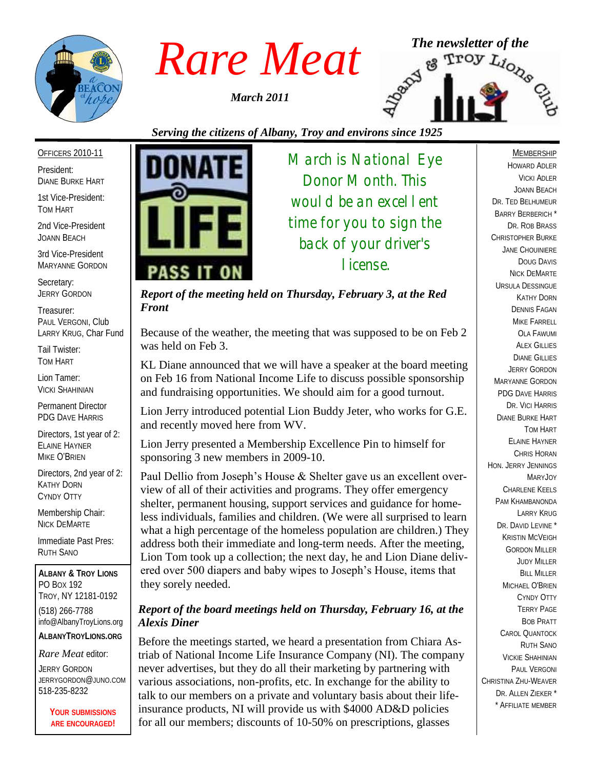# Rare Meat

*March 2011*

*The newsletter of the Albany & Troy Lions Club*

*Serving the citizens of Albany, Troy and environs since 1925*

OFFICERS 2010-11

President:
DIANE BURKE HART

1st Vice-President:
TOM HART

2nd Vice-President
JOANN BEACH

3rd Vice-President
MARYANNE GORDON

Secretary:
JERRY GORDON

Treasurer:
PAUL VERGONI, Club
LARRY KRUG, Char Fund

Tail Twister:
TOM HART

Lion Tamer:
VICKI SHAHINIAN

Permanent Director
PDG DAVE HARRIS

Directors, 1st year of 2:
ELAINE HAYNER
MIKE O'BRIEN

Directors, 2nd year of 2:
KATHY DORN
CYNDY OTTY

Membership Chair:
NICK DEMARTE

Immediate Past Pres:
RUTH SANO

**ALBANY & TROY LIONS**
PO BOX 192
TROY, NY 12181-0192
(518) 266-7788
info@AlbanyTroyLions.org
**ALBANYTROYLIONS.ORG**

*Rare Meat* editor:
JERRY GORDON
JERRYGORDON@JUNO.COM
518-235-8232

**YOUR SUBMISSIONS ARE ENCOURAGED!**

DONATE LIFE PASS IT ON

March is National Eye Donor Month. This would be an excellent time for you to sign the back of your driver's license.

### *Report of the meeting held on Thursday, February 3, at the Red Front*

Because of the weather, the meeting that was supposed to be on Feb 2 was held on Feb 3.

KL Diane announced that we will have a speaker at the board meeting on Feb 16 from National Income Life to discuss possible sponsorship and fundraising opportunities. We should aim for a good turnout.

Lion Jerry introduced potential Lion Buddy Jeter, who works for G.E. and recently moved here from WV.

Lion Jerry presented a Membership Excellence Pin to himself for sponsoring 3 new members in 2009-10.

Paul Dellio from Joseph's House & Shelter gave us an excellent overview of all of their activities and programs. They offer emergency shelter, permanent housing, support services and guidance for homeless individuals, families and children. (We were all surprised to learn what a high percentage of the homeless population are children.) They address both their immediate and long-term needs. After the meeting, Lion Tom took up a collection; the next day, he and Lion Diane delivered over 500 diapers and baby wipes to Joseph's House, items that they sorely needed.

### *Report of the board meetings held on Thursday, February 16, at the Alexis Diner*

Before the meetings started, we heard a presentation from Chiara Astriab of National Income Life Insurance Company (NI). The company never advertises, but they do all their marketing by partnering with various associations, non-profits, etc. In exchange for the ability to talk to our members on a private and voluntary basis about their life-insurance products, NI will provide us with $4000 AD&D policies for all our members; discounts of 10-50% on prescriptions, glasses

MEMBERSHIP
HOWARD ADLER
VICKI ADLER
JOANN BEACH
DR. TED BELHUMEUR
BARRY BERBERICH *
DR. ROB BRASS
CHRISTOPHER BURKE
JANE CHOUINIERE
DOUG DAVIS
NICK DEMARTE
URSULA DESSINGUE
KATHY DORN
DENNIS FAGAN
MIKE FARRELL
OLA FAWUMI
ALEX GILLIES
DIANE GILLIES
JERRY GORDON
MARYANNE GORDON
PDG DAVE HARRIS
DR. VICI HARRIS
DIANE BURKE HART
TOM HART
ELAINE HAYNER
CHRIS HORAN
HON. JERRY JENNINGS
MARYJOY
CHARLENE KEELS
PAM KHAMBANONDA
LARRY KRUG
DR. DAVID LEVINE *
KRISTIN MCVEIGH
GORDON MILLER
JUDY MILLER
BILL MILLER
MICHAEL O'BRIEN
CYNDY OTTY
TERRY PAGE
BOB PRATT
CAROL QUANTOCK
RUTH SANO
VICKIE SHAHINIAN
PAUL VERGONI
CHRISTINA ZHU-WEAVER
DR. ALLEN ZIEKER *
* AFFILIATE MEMBER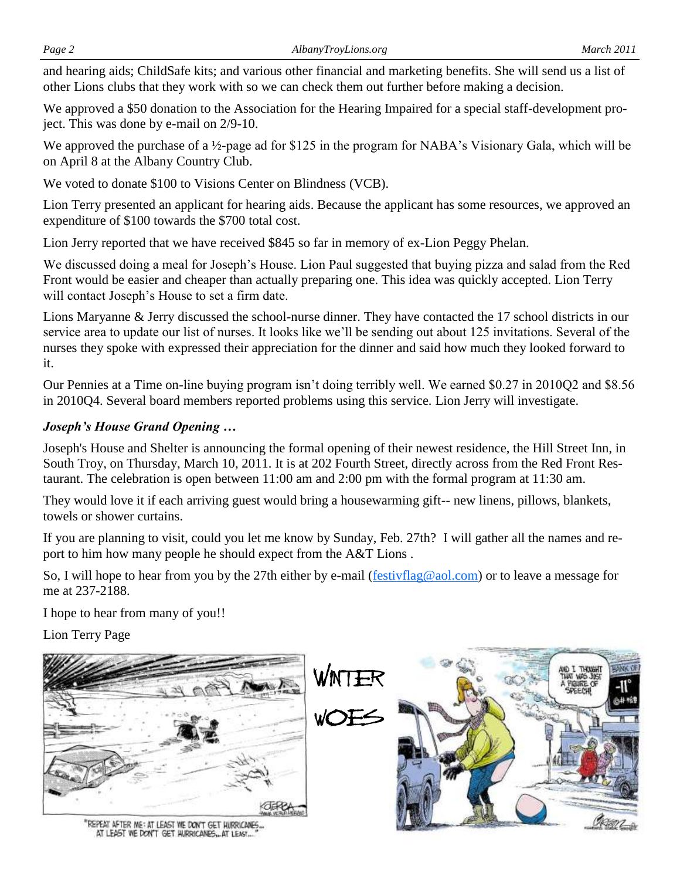and hearing aids; ChildSafe kits; and various other financial and marketing benefits. She will send us a list of other Lions clubs that they work with so we can check them out further before making a decision.

We approved a $50 donation to the Association for the Hearing Impaired for a special staff-development project. This was done by e-mail on 2/9-10.

We approved the purchase of a ½-page ad for $125 in the program for NABA's Visionary Gala, which will be on April 8 at the Albany Country Club.

We voted to donate $100 to Visions Center on Blindness (VCB).

Lion Terry presented an applicant for hearing aids. Because the applicant has some resources, we approved an expenditure of $100 towards the $700 total cost.

Lion Jerry reported that we have received $845 so far in memory of ex-Lion Peggy Phelan.

We discussed doing a meal for Joseph's House. Lion Paul suggested that buying pizza and salad from the Red Front would be easier and cheaper than actually preparing one. This idea was quickly accepted. Lion Terry will contact Joseph's House to set a firm date.

Lions Maryanne & Jerry discussed the school-nurse dinner. They have contacted the 17 school districts in our service area to update our list of nurses. It looks like we'll be sending out about 125 invitations. Several of the nurses they spoke with expressed their appreciation for the dinner and said how much they looked forward to it.

Our Pennies at a Time on-line buying program isn't doing terribly well. We earned $0.27 in 2010Q2 and $8.56 in 2010Q4. Several board members reported problems using this service. Lion Jerry will investigate.

***Joseph's House Grand Opening …***

Joseph's House and Shelter is announcing the formal opening of their newest residence, the Hill Street Inn, in South Troy, on Thursday, March 10, 2011. It is at 202 Fourth Street, directly across from the Red Front Restaurant. The celebration is open between 11:00 am and 2:00 pm with the formal program at 11:30 am.

They would love it if each arriving guest would bring a housewarming gift-- new linens, pillows, blankets, towels or shower curtains.

If you are planning to visit, could you let me know by Sunday, Feb. 27th? I will gather all the names and report to him how many people he should expect from the A&T Lions .

So, I will hope to hear from you by the 27th either by e-mail (festivflag@aol.com) or to leave a message for me at 237-2188.

I hope to hear from many of you!!

Lion Terry Page

WINTER WOES

"REPEAT AFTER ME: AT LEAST WE DON'T GET HURRICANES... AT LEAST WE DON'T GET HURRICANES... AT LEAST..."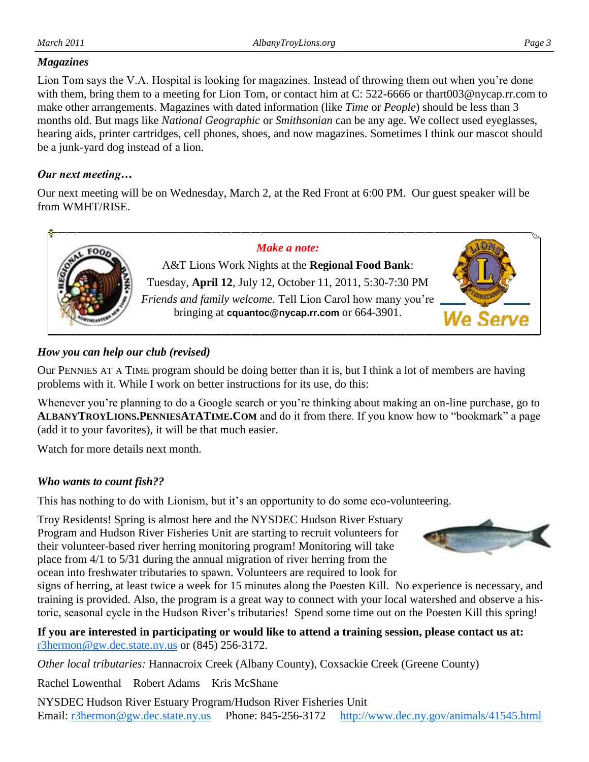### *Magazines*

Lion Tom says the V.A. Hospital is looking for magazines. Instead of throwing them out when you're done with them, bring them to a meeting for Lion Tom, or contact him at C: 522-6666 or thart003@nycap.rr.com to make other arrangements. Magazines with dated information (like *Time* or *People*) should be less than 3 months old. But mags like *National Geographic* or *Smithsonian* can be any age. We collect used eyeglasses, hearing aids, printer cartridges, cell phones, shoes, and now magazines. Sometimes I think our mascot should be a junk-yard dog instead of a lion.

### *Our next meeting…*

Our next meeting will be on Wednesday, March 2, at the Red Front at 6:00 PM. Our guest speaker will be from WMHT/RISE.

***Make a note:***

A&T Lions Work Nights at the **Regional Food Bank**:
Tuesday, **April 12**, July 12, October 11, 2011, 5:30-7:30 PM
*Friends and family welcome.* Tell Lion Carol how many you're bringing at **cquantoc@nycap.rr.com** or 664-3901.

We Serve

### *How you can help our club (revised)*

Our PENNIES AT A TIME program should be doing better than it is, but I think a lot of members are having problems with it. While I work on better instructions for its use, do this:

Whenever you're planning to do a Google search or you're thinking about making an on-line purchase, go to **ALBANYTROYLIONS.PENNIESATATIME.COM** and do it from there. If you know how to "bookmark" a page (add it to your favorites), it will be that much easier.

Watch for more details next month.

### *Who wants to count fish??*

This has nothing to do with Lionism, but it's an opportunity to do some eco-volunteering.

Troy Residents! Spring is almost here and the NYSDEC Hudson River Estuary Program and Hudson River Fisheries Unit are starting to recruit volunteers for their volunteer-based river herring monitoring program! Monitoring will take place from 4/1 to 5/31 during the annual migration of river herring from the ocean into freshwater tributaries to spawn. Volunteers are required to look for signs of herring, at least twice a week for 15 minutes along the Poesten Kill. No experience is necessary, and training is provided. Also, the program is a great way to connect with your local watershed and observe a historic, seasonal cycle in the Hudson River's tributaries! Spend some time out on the Poesten Kill this spring!

**If you are interested in participating or would like to attend a training session, please contact us at:** r3hermon@gw.dec.state.ny.us or (845) 256-3172.

*Other local tributaries:* Hannacroix Creek (Albany County), Coxsackie Creek (Greene County)

Rachel Lowenthal Robert Adams Kris McShane

NYSDEC Hudson River Estuary Program/Hudson River Fisheries Unit
Email: r3hermon@gw.dec.state.ny.us Phone: 845-256-3172 http://www.dec.ny.gov/animals/41545.html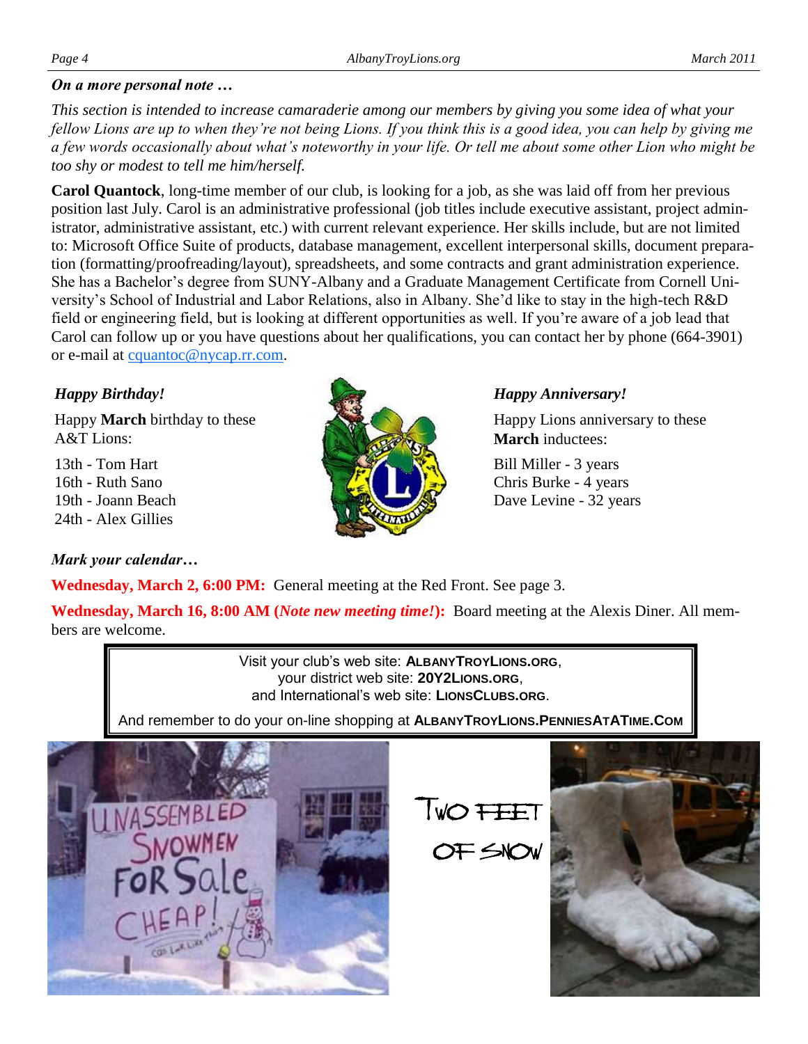### *On a more personal note …*

*This section is intended to increase camaraderie among our members by giving you some idea of what your fellow Lions are up to when they're not being Lions. If you think this is a good idea, you can help by giving me a few words occasionally about what's noteworthy in your life. Or tell me about some other Lion who might be too shy or modest to tell me him/herself.*

**Carol Quantock**, long-time member of our club, is looking for a job, as she was laid off from her previous position last July. Carol is an administrative professional (job titles include executive assistant, project administrator, administrative assistant, etc.) with current relevant experience. Her skills include, but are not limited to: Microsoft Office Suite of products, database management, excellent interpersonal skills, document preparation (formatting/proofreading/layout), spreadsheets, and some contracts and grant administration experience. She has a Bachelor's degree from SUNY-Albany and a Graduate Management Certificate from Cornell University's School of Industrial and Labor Relations, also in Albany. She'd like to stay in the high-tech R&D field or engineering field, but is looking at different opportunities as well. If you're aware of a job lead that Carol can follow up or you have questions about her qualifications, you can contact her by phone (664-3901) or e-mail at cquantoc@nycap.rr.com.

### *Happy Birthday!*

Happy **March** birthday to these A&T Lions:

13th - Tom Hart
16th - Ruth Sano
19th - Joann Beach
24th - Alex Gillies

### *Happy Anniversary!*

Happy Lions anniversary to these **March** inductees:

Bill Miller - 3 years
Chris Burke - 4 years
Dave Levine - 32 years

### *Mark your calendar…*

**Wednesday, March 2, 6:00 PM:** General meeting at the Red Front. See page 3.

**Wednesday, March 16, 8:00 AM (*Note new meeting time!*):** Board meeting at the Alexis Diner. All members are welcome.

Visit your club's web site: **ALBANYTROYLIONS.ORG**, your district web site: **20Y2LIONS.ORG**, and International's web site: **LIONSCLUBS.ORG**.

And remember to do your on-line shopping at **ALBANYTROYLIONS.PENNIESATATIME.COM**

TWO FEET OF SNOW